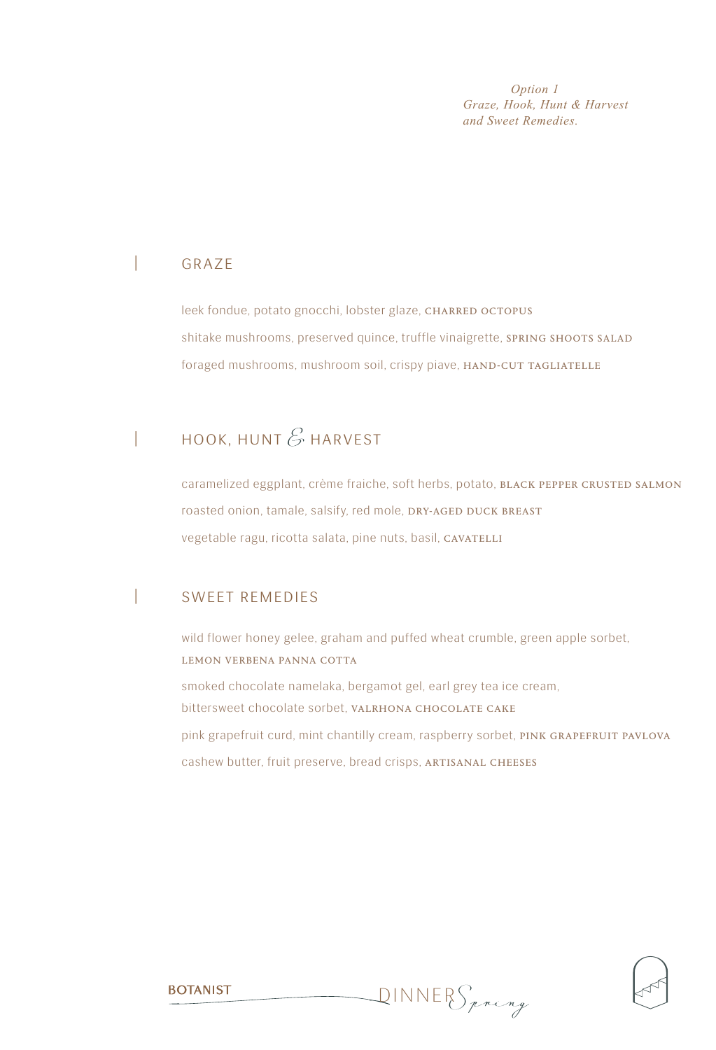*Option 1*
*Graze, Hook, Hunt & Harvest*
*and Sweet Remedies.*

## GRAZE

leek fondue, potato gnocchi, lobster glaze, CHARRED OCTOPUS

shitake mushrooms, preserved quince, truffle vinaigrette, SPRING SHOOTS SALAD

foraged mushrooms, mushroom soil, crispy piave, HAND-CUT TAGLIATELLE

## HOOK, HUNT & HARVEST

caramelized eggplant, crème fraiche, soft herbs, potato, BLACK PEPPER CRUSTED SALMON

roasted onion, tamale, salsify, red mole, DRY-AGED DUCK BREAST

vegetable ragu, ricotta salata, pine nuts, basil, CAVATELLI

## SWEET REMEDIES

wild flower honey gelee, graham and puffed wheat crumble, green apple sorbet, LEMON VERBENA PANNA COTTA

smoked chocolate namelaka, bergamot gel, earl grey tea ice cream, bittersweet chocolate sorbet, VALRHONA CHOCOLATE CAKE

pink grapefruit curd, mint chantilly cream, raspberry sorbet, PINK GRAPEFRUIT PAVLOVA

cashew butter, fruit preserve, bread crisps, ARTISANAL CHEESES

BOTANIST DINNER Spring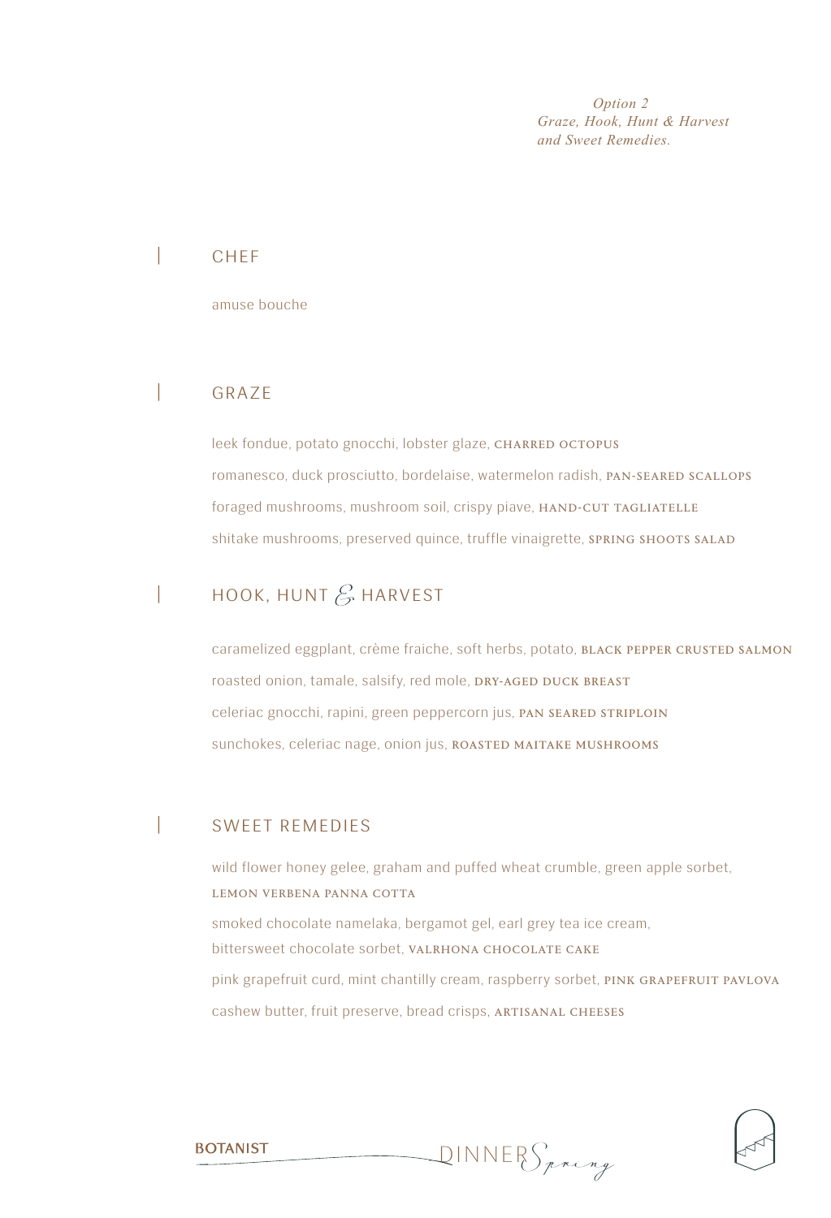*Option 2*
*Graze, Hook, Hunt & Harvest*
*and Sweet Remedies.*

## CHEF

amuse bouche

## GRAZE

leek fondue, potato gnocchi, lobster glaze, CHARRED OCTOPUS

romanesco, duck prosciutto, bordelaise, watermelon radish, PAN-SEARED SCALLOPS

foraged mushrooms, mushroom soil, crispy piave, HAND-CUT TAGLIATELLE

shitake mushrooms, preserved quince, truffle vinaigrette, SPRING SHOOTS SALAD

## HOOK, HUNT & HARVEST

caramelized eggplant, crème fraiche, soft herbs, potato, BLACK PEPPER CRUSTED SALMON

roasted onion, tamale, salsify, red mole, DRY-AGED DUCK BREAST

celeriac gnocchi, rapini, green peppercorn jus, PAN SEARED STRIPLOIN

sunchokes, celeriac nage, onion jus, ROASTED MAITAKE MUSHROOMS

## SWEET REMEDIES

wild flower honey gelee, graham and puffed wheat crumble, green apple sorbet, LEMON VERBENA PANNA COTTA

smoked chocolate namelaka, bergamot gel, earl grey tea ice cream, bittersweet chocolate sorbet, VALRHONA CHOCOLATE CAKE

pink grapefruit curd, mint chantilly cream, raspberry sorbet, PINK GRAPEFRUIT PAVLOVA

cashew butter, fruit preserve, bread crisps, ARTISANAL CHEESES

BOTANIST DINNER Spring